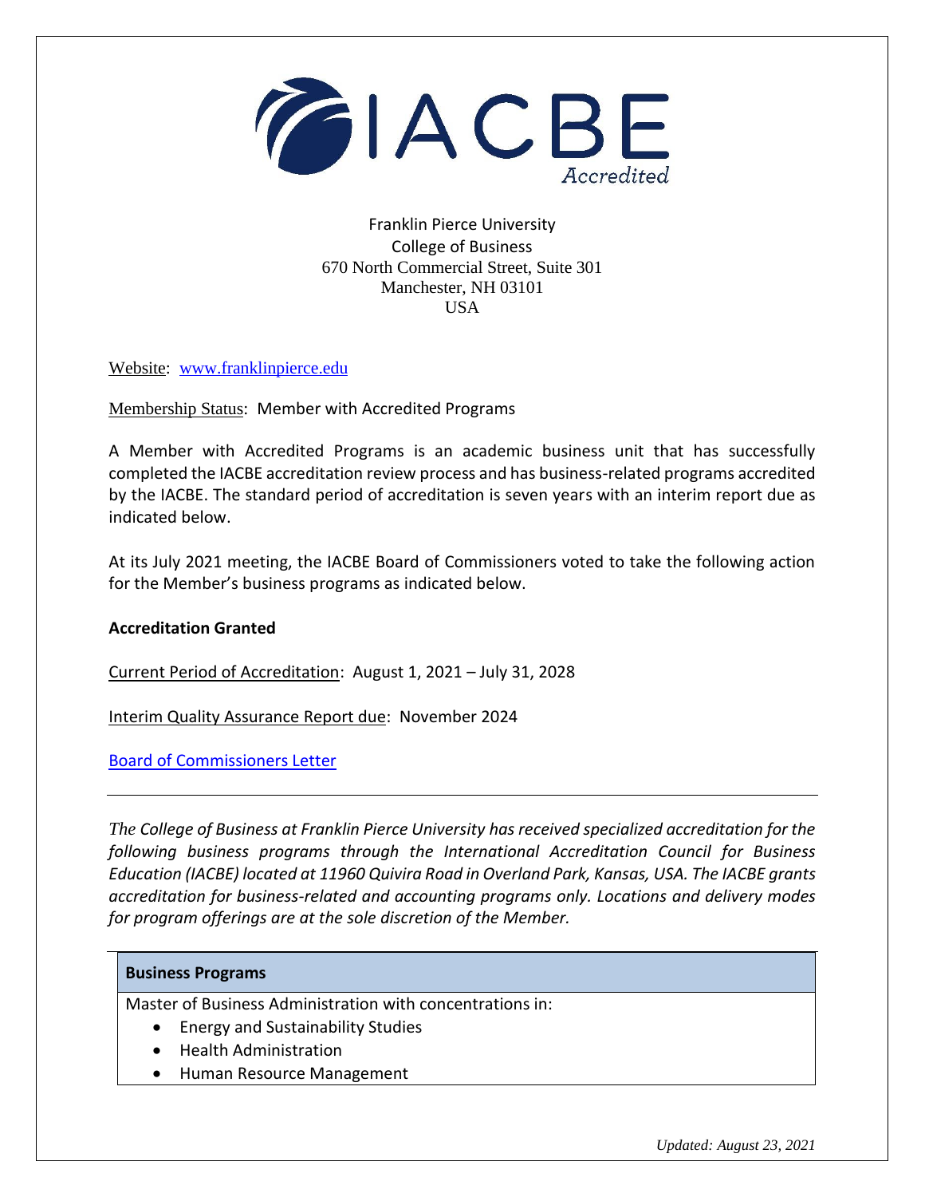IACBE Accredited

Franklin Pierce University
College of Business
670 North Commercial Street, Suite 301
Manchester, NH 03101
USA

Website: [www.franklinpierce.edu](http://www.franklinpierce.edu)

Membership Status: Member with Accredited Programs

A Member with Accredited Programs is an academic business unit that has successfully completed the IACBE accreditation review process and has business-related programs accredited by the IACBE. The standard period of accreditation is seven years with an interim report due as indicated below.

At its July 2021 meeting, the IACBE Board of Commissioners voted to take the following action for the Member's business programs as indicated below.

**Accreditation Granted**

Current Period of Accreditation: August 1, 2021 – July 31, 2028

Interim Quality Assurance Report due: November 2024

Board of Commissioners Letter

---

*The College of Business at Franklin Pierce University has received specialized accreditation for the following business programs through the International Accreditation Council for Business Education (IACBE) located at 11960 Quivira Road in Overland Park, Kansas, USA. The IACBE grants accreditation for business-related and accounting programs only. Locations and delivery modes for program offerings are at the sole discretion of the Member.*

| **Business Programs** |
| --- |
| Master of Business Administration with concentrations in: <br>• Energy and Sustainability Studies <br>• Health Administration <br>• Human Resource Management |

*Updated: August 23, 2021*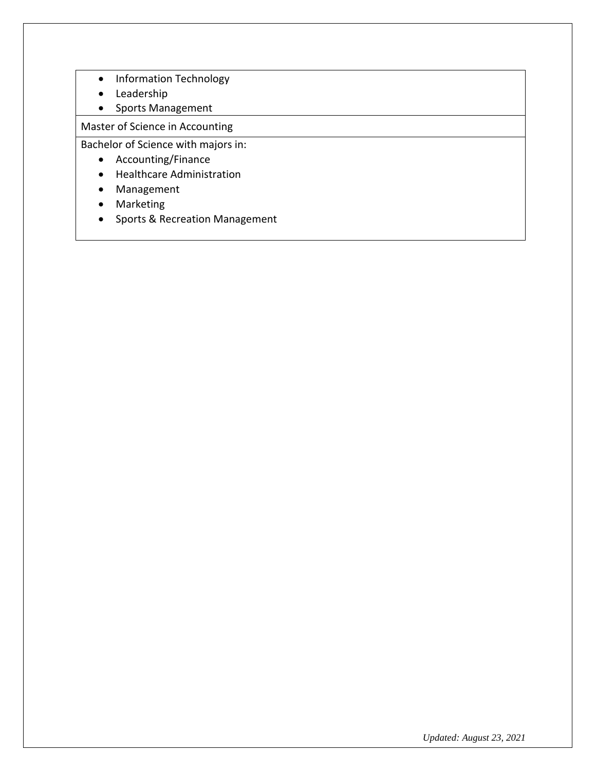| |
|---|
| <ul><li>Information Technology</li><li>Leadership</li><li>Sports Management</li></ul> |
| Master of Science in Accounting |
| Bachelor of Science with majors in:<ul><li>Accounting/Finance</li><li>Healthcare Administration</li><li>Management</li><li>Marketing</li><li>Sports & Recreation Management</li></ul> |

*Updated: August 23, 2021*